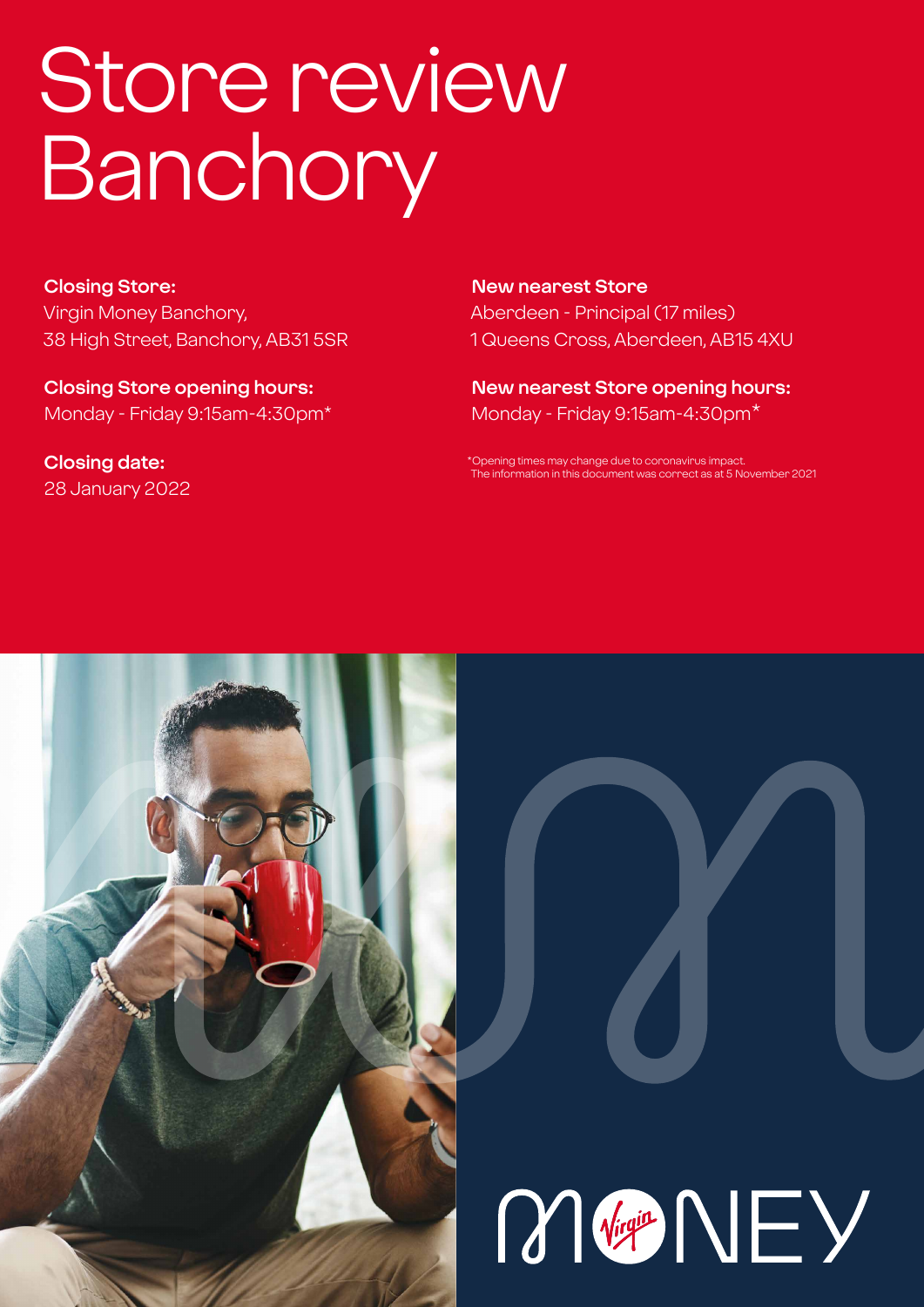# Store review Banchory

**Closing Store:**
Virgin Money Banchory,
38 High Street, Banchory, AB31 5SR

**Closing Store opening hours:**
Monday - Friday 9:15am-4:30pm*

**Closing date:**
28 January 2022

**New nearest Store**
Aberdeen - Principal (17 miles)
1 Queens Cross, Aberdeen, AB15 4XU

**New nearest Store opening hours:**
Monday - Friday 9:15am-4:30pm*

*Opening times may change due to coronavirus impact.
The information in this document was correct as at 5 November 2021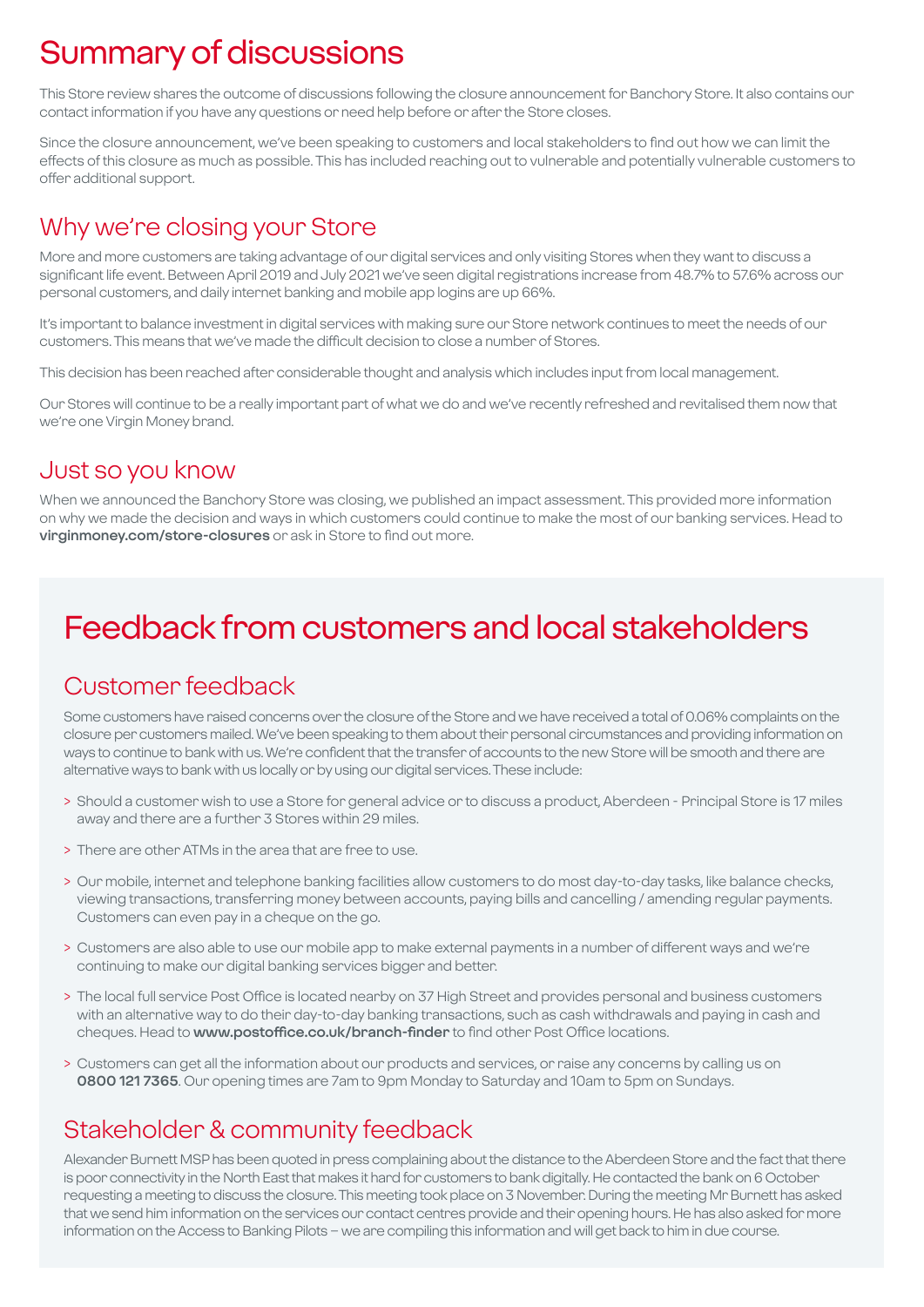# Summary of discussions

This Store review shares the outcome of discussions following the closure announcement for Banchory Store. It also contains our contact information if you have any questions or need help before or after the Store closes.

Since the closure announcement, we've been speaking to customers and local stakeholders to find out how we can limit the effects of this closure as much as possible. This has included reaching out to vulnerable and potentially vulnerable customers to offer additional support.

## Why we're closing your Store

More and more customers are taking advantage of our digital services and only visiting Stores when they want to discuss a significant life event. Between April 2019 and July 2021 we've seen digital registrations increase from 48.7% to 57.6% across our personal customers, and daily internet banking and mobile app logins are up 66%.

It's important to balance investment in digital services with making sure our Store network continues to meet the needs of our customers. This means that we've made the difficult decision to close a number of Stores.

This decision has been reached after considerable thought and analysis which includes input from local management.

Our Stores will continue to be a really important part of what we do and we've recently refreshed and revitalised them now that we're one Virgin Money brand.

## Just so you know

When we announced the Banchory Store was closing, we published an impact assessment. This provided more information on why we made the decision and ways in which customers could continue to make the most of our banking services. Head to **virginmoney.com/store-closures** or ask in Store to find out more.

# Feedback from customers and local stakeholders

## Customer feedback

Some customers have raised concerns over the closure of the Store and we have received a total of 0.06% complaints on the closure per customers mailed. We've been speaking to them about their personal circumstances and providing information on ways to continue to bank with us. We're confident that the transfer of accounts to the new Store will be smooth and there are alternative ways to bank with us locally or by using our digital services. These include:

> Should a customer wish to use a Store for general advice or to discuss a product, Aberdeen - Principal Store is 17 miles away and there are a further 3 Stores within 29 miles.

> There are other ATMs in the area that are free to use.

> Our mobile, internet and telephone banking facilities allow customers to do most day-to-day tasks, like balance checks, viewing transactions, transferring money between accounts, paying bills and cancelling / amending regular payments. Customers can even pay in a cheque on the go.

> Customers are also able to use our mobile app to make external payments in a number of different ways and we're continuing to make our digital banking services bigger and better.

> The local full service Post Office is located nearby on 37 High Street and provides personal and business customers with an alternative way to do their day-to-day banking transactions, such as cash withdrawals and paying in cash and cheques. Head to **www.postoffice.co.uk/branch-finder** to find other Post Office locations.

> Customers can get all the information about our products and services, or raise any concerns by calling us on **0800 121 7365**. Our opening times are 7am to 9pm Monday to Saturday and 10am to 5pm on Sundays.

## Stakeholder & community feedback

Alexander Burnett MSP has been quoted in press complaining about the distance to the Aberdeen Store and the fact that there is poor connectivity in the North East that makes it hard for customers to bank digitally. He contacted the bank on 6 October requesting a meeting to discuss the closure. This meeting took place on 3 November. During the meeting Mr Burnett has asked that we send him information on the services our contact centres provide and their opening hours. He has also asked for more information on the Access to Banking Pilots – we are compiling this information and will get back to him in due course.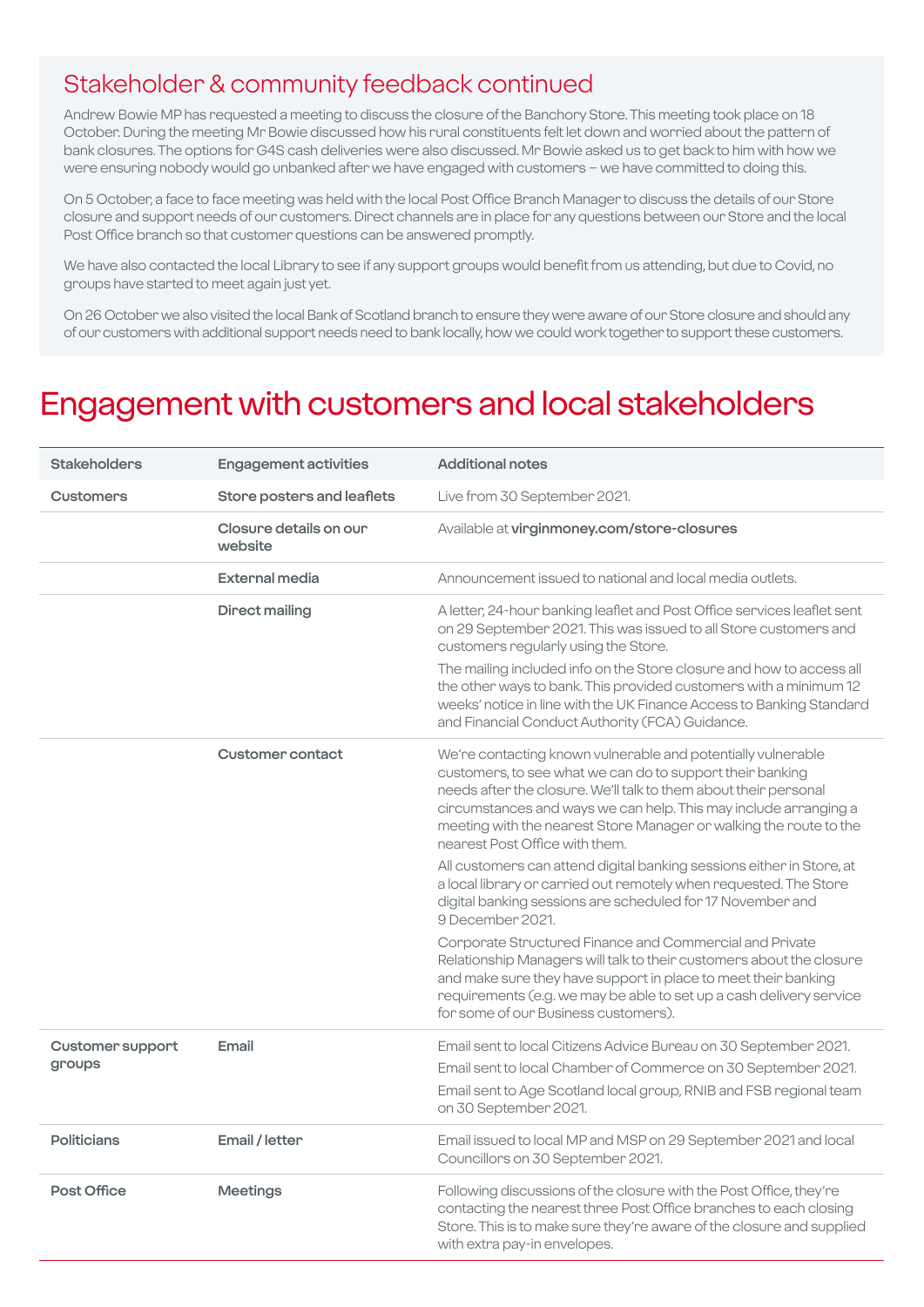## Stakeholder & community feedback continued

Andrew Bowie MP has requested a meeting to discuss the closure of the Banchory Store. This meeting took place on 18 October. During the meeting Mr Bowie discussed how his rural constituents felt let down and worried about the pattern of bank closures. The options for G4S cash deliveries were also discussed. Mr Bowie asked us to get back to him with how we were ensuring nobody would go unbanked after we have engaged with customers – we have committed to doing this.

On 5 October, a face to face meeting was held with the local Post Office Branch Manager to discuss the details of our Store closure and support needs of our customers. Direct channels are in place for any questions between our Store and the local Post Office branch so that customer questions can be answered promptly.

We have also contacted the local Library to see if any support groups would benefit from us attending, but due to Covid, no groups have started to meet again just yet.

On 26 October we also visited the local Bank of Scotland branch to ensure they were aware of our Store closure and should any of our customers with additional support needs need to bank locally, how we could work together to support these customers.

# Engagement with customers and local stakeholders

| Stakeholders | Engagement activities | Additional notes |
|---|---|---|
| **Customers** | **Store posters and leaflets** | Live from 30 September 2021. |
| | **Closure details on our website** | Available at **virginmoney.com/store-closures** |
| | **External media** | Announcement issued to national and local media outlets. |
| | **Direct mailing** | A letter, 24-hour banking leaflet and Post Office services leaflet sent on 29 September 2021. This was issued to all Store customers and customers regularly using the Store.<br><br>The mailing included info on the Store closure and how to access all the other ways to bank. This provided customers with a minimum 12 weeks' notice in line with the UK Finance Access to Banking Standard and Financial Conduct Authority (FCA) Guidance. |
| | **Customer contact** | We're contacting known vulnerable and potentially vulnerable customers, to see what we can do to support their banking needs after the closure. We'll talk to them about their personal circumstances and ways we can help. This may include arranging a meeting with the nearest Store Manager or walking the route to the nearest Post Office with them.<br><br>All customers can attend digital banking sessions either in Store, at a local library or carried out remotely when requested. The Store digital banking sessions are scheduled for 17 November and 9 December 2021.<br><br>Corporate Structured Finance and Commercial and Private Relationship Managers will talk to their customers about the closure and make sure they have support in place to meet their banking requirements (e.g. we may be able to set up a cash delivery service for some of our Business customers). |
| **Customer support groups** | **Email** | Email sent to local Citizens Advice Bureau on 30 September 2021.<br><br>Email sent to local Chamber of Commerce on 30 September 2021.<br><br>Email sent to Age Scotland local group, RNIB and FSB regional team on 30 September 2021. |
| **Politicians** | **Email / letter** | Email issued to local MP and MSP on 29 September 2021 and local Councillors on 30 September 2021. |
| **Post Office** | **Meetings** | Following discussions of the closure with the Post Office, they're contacting the nearest three Post Office branches to each closing Store. This is to make sure they're aware of the closure and supplied with extra pay-in envelopes. |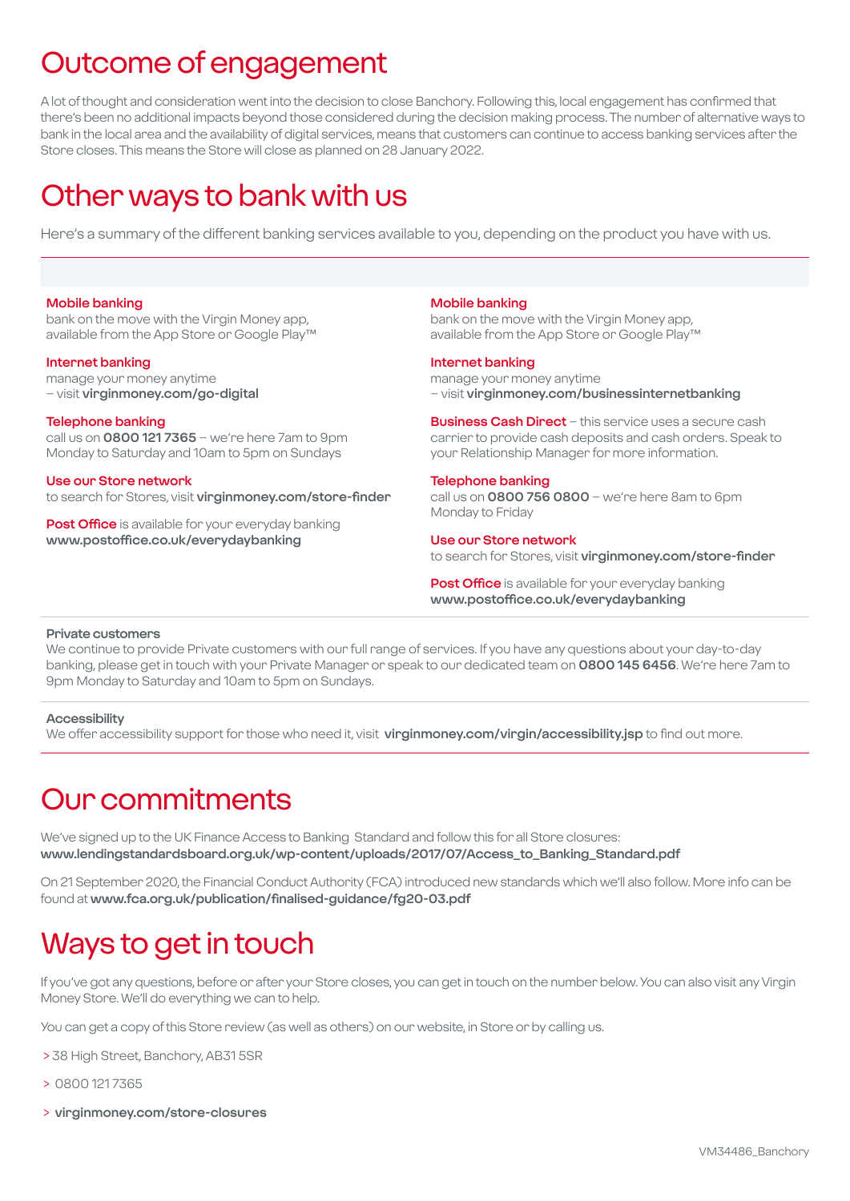# Outcome of engagement

A lot of thought and consideration went into the decision to close Banchory. Following this, local engagement has confirmed that there's been no additional impacts beyond those considered during the decision making process. The number of alternative ways to bank in the local area and the availability of digital services, means that customers can continue to access banking services after the Store closes. This means the Store will close as planned on 28 January 2022.

# Other ways to bank with us

Here's a summary of the different banking services available to you, depending on the product you have with us.

**Mobile banking**
bank on the move with the Virgin Money app, available from the App Store or Google Play™

**Internet banking**
manage your money anytime
– visit **virginmoney.com/go-digital**

**Telephone banking**
call us on **0800 121 7365** – we're here 7am to 9pm Monday to Saturday and 10am to 5pm on Sundays

**Use our Store network**
to search for Stores, visit **virginmoney.com/store-finder**

**Post Office** is available for your everyday banking
**www.postoffice.co.uk/everydaybanking**

**Mobile banking**
bank on the move with the Virgin Money app, available from the App Store or Google Play™

**Internet banking**
manage your money anytime
– visit **virginmoney.com/businessinternetbanking**

**Business Cash Direct** – this service uses a secure cash carrier to provide cash deposits and cash orders. Speak to your Relationship Manager for more information.

**Telephone banking**
call us on **0800 756 0800** – we're here 8am to 6pm Monday to Friday

**Use our Store network**
to search for Stores, visit **virginmoney.com/store-finder**

**Post Office** is available for your everyday banking
**www.postoffice.co.uk/everydaybanking**

**Private customers**
We continue to provide Private customers with our full range of services. If you have any questions about your day-to-day banking, please get in touch with your Private Manager or speak to our dedicated team on **0800 145 6456**. We're here 7am to 9pm Monday to Saturday and 10am to 5pm on Sundays.

**Accessibility**
We offer accessibility support for those who need it, visit **virginmoney.com/virgin/accessibility.jsp** to find out more.

# Our commitments

We've signed up to the UK Finance Access to Banking Standard and follow this for all Store closures:
**www.lendingstandardsboard.org.uk/wp-content/uploads/2017/07/Access_to_Banking_Standard.pdf**

On 21 September 2020, the Financial Conduct Authority (FCA) introduced new standards which we'll also follow. More info can be found at **www.fca.org.uk/publication/finalised-guidance/fg20-03.pdf**

# Ways to get in touch

If you've got any questions, before or after your Store closes, you can get in touch on the number below. You can also visit any Virgin Money Store. We'll do everything we can to help.

You can get a copy of this Store review (as well as others) on our website, in Store or by calling us.

> 38 High Street, Banchory, AB31 5SR

> 0800 121 7365

> **virginmoney.com/store-closures**

VM34486_Banchory